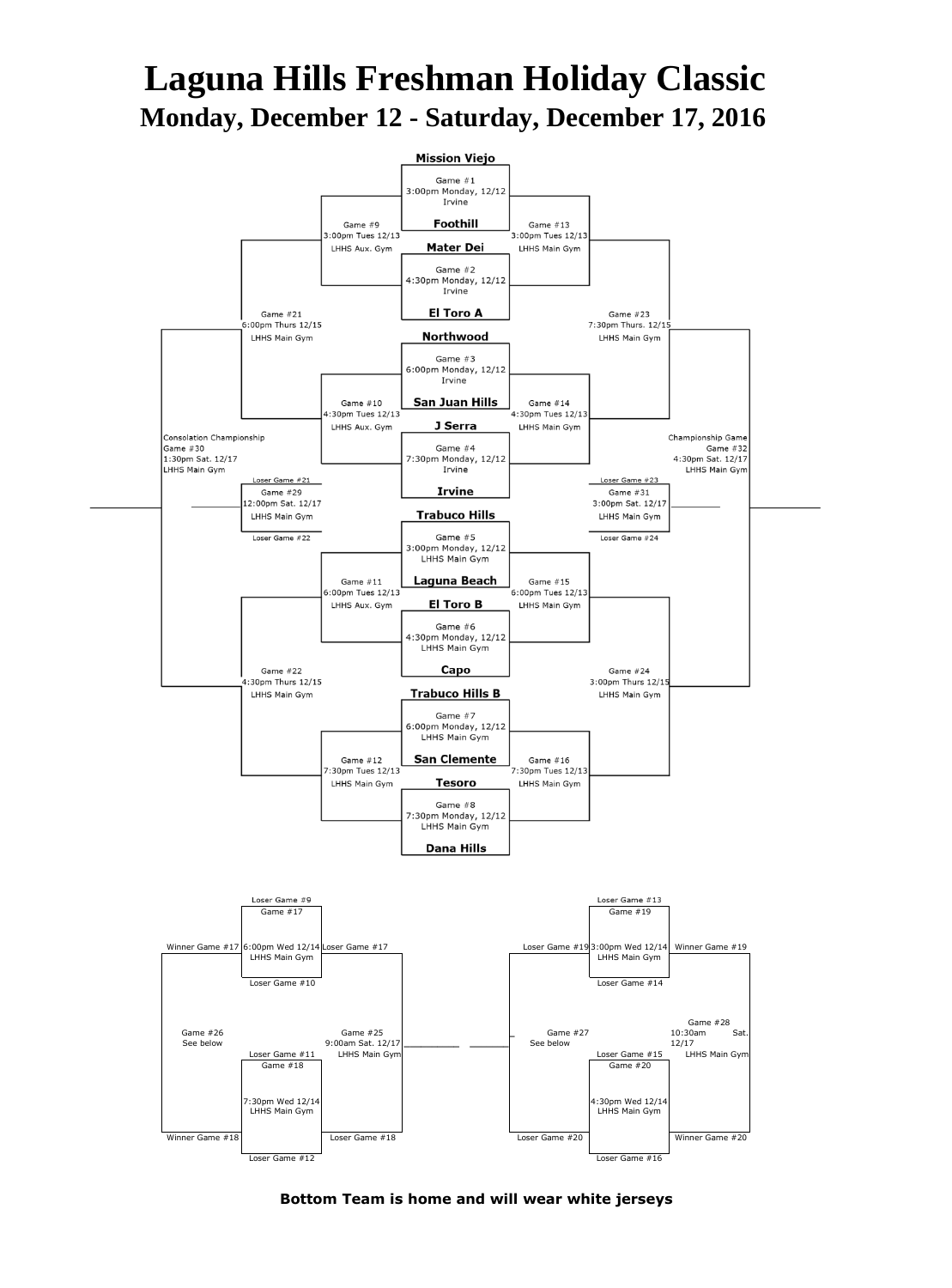# Laguna Hills Freshman Holiday Classic

## Monday, December 12 - Saturday, December 17, 2016

### First Round

| Game | Time | Location | Teams |
|---|---|---|---|
| Game #1 | 3:00pm Monday, 12/12 | Irvine | Mission Viejo vs. Foothill |
| Game #2 | 4:30pm Monday, 12/12 | Irvine | Mater Dei vs. El Toro A |
| Game #3 | 6:00pm Monday, 12/12 | Irvine | Northwood vs. San Juan Hills |
| Game #4 | 7:30pm Monday, 12/12 | Irvine | J Serra vs. Irvine |
| Game #5 | 3:00pm Monday, 12/12 | LHHS Main Gym | Trabuco Hills vs. Laguna Beach |
| Game #6 | 4:30pm Monday, 12/12 | LHHS Main Gym | El Toro B vs. Capo |
| Game #7 | 6:00pm Monday, 12/12 | LHHS Main Gym | Trabuco Hills B vs. San Clemente |
| Game #8 | 7:30pm Monday, 12/12 | LHHS Main Gym | Tesoro vs. Dana Hills |

### Second Round

| Game | Time | Location |
|---|---|---|
| Game #9 | 3:00pm Tues 12/13 | LHHS Aux. Gym |
| Game #10 | 4:30pm Tues 12/13 | LHHS Aux. Gym |
| Game #11 | 6:00pm Tues 12/13 | LHHS Aux. Gym |
| Game #12 | 7:30pm Tues 12/13 | LHHS Main Gym |
| Game #13 | 3:00pm Tues 12/13 | LHHS Main Gym |
| Game #14 | 4:30pm Tues 12/13 | LHHS Main Gym |
| Game #15 | 6:00pm Tues 12/13 | LHHS Main Gym |
| Game #16 | 7:30pm Tues 12/13 | LHHS Main Gym |

### Semifinals

| Game | Time | Location |
|---|---|---|
| Game #21 | 6:00pm Thurs 12/15 | LHHS Main Gym |
| Game #22 | 4:30pm Thurs 12/15 | LHHS Main Gym |
| Game #23 | 7:30pm Thurs. 12/15 | LHHS Main Gym |
| Game #24 | 3:00pm Thurs 12/15 | LHHS Main Gym |

### Finals

| Game | Time | Location | Teams |
|---|---|---|---|
| Game #29 | 12:00pm Sat. 12/17 | LHHS Main Gym | Loser Game #21 vs. Loser Game #22 |
| Game #30 (Consolation Championship) | 1:30pm Sat. 12/17 | LHHS Main Gym | |
| Game #31 | 3:00pm Sat. 12/17 | LHHS Main Gym | Loser Game #23 vs. Loser Game #24 |
| Game #32 (Championship Game) | 4:30pm Sat. 12/17 | LHHS Main Gym | |

### Lower Bracket

| Game | Time | Location | Teams |
|---|---|---|---|
| Game #17 | 6:00pm Wed 12/14 | LHHS Main Gym | Loser Game #9 vs. Loser Game #10 |
| Game #18 | 7:30pm Wed 12/14 | LHHS Main Gym | Loser Game #11 vs. Loser Game #12 |
| Game #19 | 3:00pm Wed 12/14 | LHHS Main Gym | Loser Game #13 vs. Loser Game #14 |
| Game #20 | 4:30pm Wed 12/14 | LHHS Main Gym | Loser Game #15 vs. Loser Game #16 |
| Game #25 | 9:00am Sat. 12/17 | LHHS Main Gym | Loser Game #17 vs. Loser Game #18 |
| Game #26 | See below | | Winner Game #17 vs. Winner Game #18 |
| Game #27 | See below | | Loser Game #19 vs. Loser Game #20 |
| Game #28 | 10:30am Sat. 12/17 | LHHS Main Gym | Winner Game #19 vs. Winner Game #20 |

**Bottom Team is home and will wear white jerseys**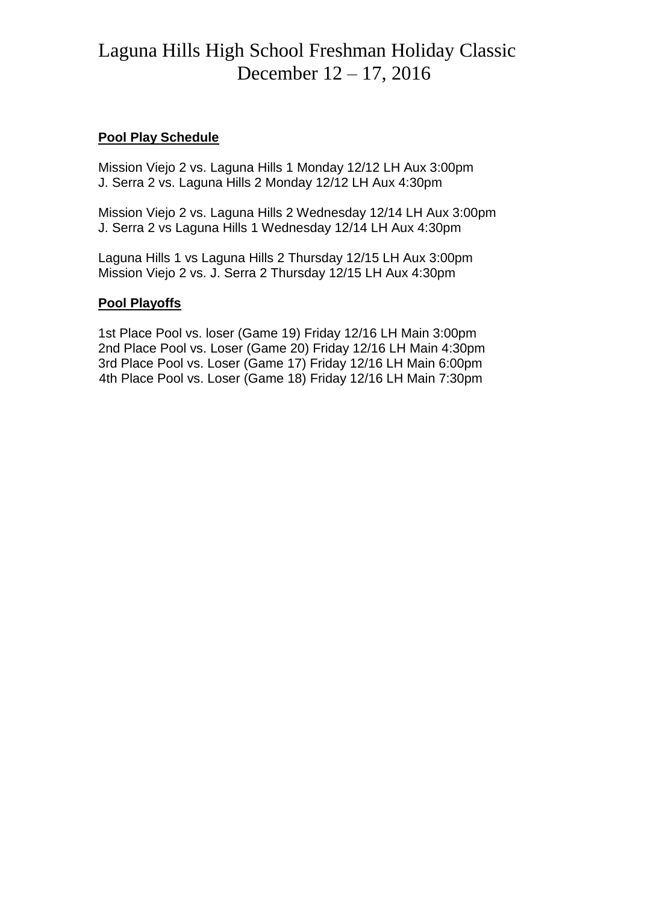# Laguna Hills High School Freshman Holiday Classic
# December 12 – 17, 2016

**Pool Play Schedule**

Mission Viejo 2 vs. Laguna Hills 1 Monday 12/12 LH Aux 3:00pm
J. Serra 2 vs. Laguna Hills 2 Monday 12/12 LH Aux 4:30pm

Mission Viejo 2 vs. Laguna Hills 2 Wednesday 12/14 LH Aux 3:00pm
J. Serra 2 vs Laguna Hills 1 Wednesday 12/14 LH Aux 4:30pm

Laguna Hills 1 vs Laguna Hills 2 Thursday 12/15 LH Aux 3:00pm
Mission Viejo 2 vs. J. Serra 2 Thursday 12/15 LH Aux 4:30pm

**Pool Playoffs**

1st Place Pool vs. loser (Game 19) Friday 12/16 LH Main 3:00pm
2nd Place Pool vs. Loser (Game 20) Friday 12/16 LH Main 4:30pm
3rd Place Pool vs. Loser (Game 17) Friday 12/16 LH Main 6:00pm
4th Place Pool vs. Loser (Game 18) Friday 12/16 LH Main 7:30pm